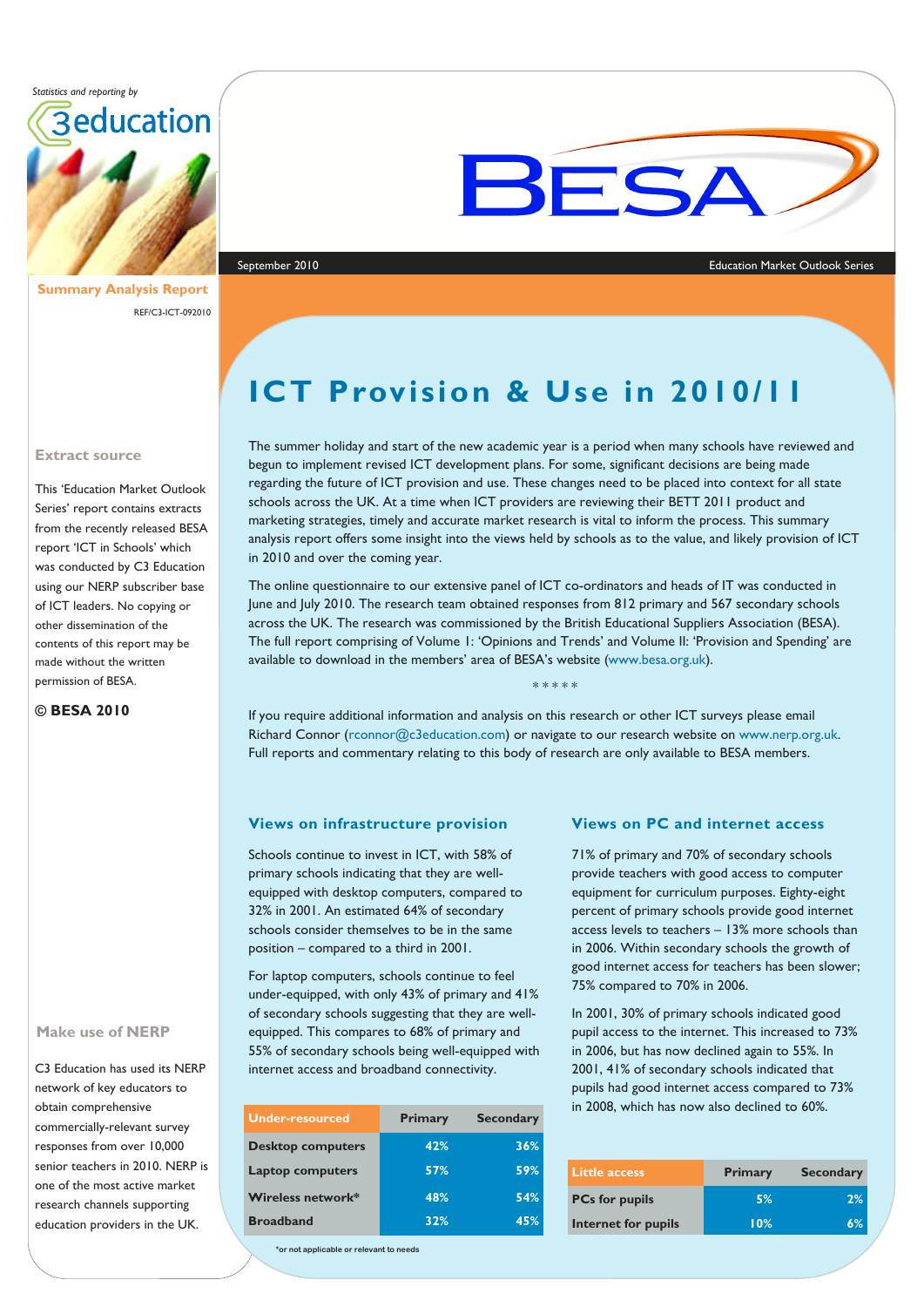Statistics and reporting by

C3 education

**Summary Analysis Report**

REF/C3-ICT-092010

September 2010

Education Market Outlook Series

# ICT Provision & Use in 2010/11

The summer holiday and start of the new academic year is a period when many schools have reviewed and begun to implement revised ICT development plans. For some, significant decisions are being made regarding the future of ICT provision and use. These changes need to be placed into context for all state schools across the UK. At a time when ICT providers are reviewing their BETT 2011 product and marketing strategies, timely and accurate market research is vital to inform the process. This summary analysis report offers some insight into the views held by schools as to the value, and likely provision of ICT in 2010 and over the coming year.

The online questionnaire to our extensive panel of ICT co-ordinators and heads of IT was conducted in June and July 2010. The research team obtained responses from 812 primary and 567 secondary schools across the UK. The research was commissioned by the British Educational Suppliers Association (BESA). The full report comprising of Volume I: 'Opinions and Trends' and Volume II: 'Provision and Spending' are available to download in the members' area of BESA's website (www.besa.org.uk).

\*\*\*\*\*

If you require additional information and analysis on this research or other ICT surveys please email Richard Connor (rconnor@c3education.com) or navigate to our research website on www.nerp.org.uk. Full reports and commentary relating to this body of research are only available to BESA members.

### Extract source

This 'Education Market Outlook Series' report contains extracts from the recently released BESA report 'ICT in Schools' which was conducted by C3 Education using our NERP subscriber base of ICT leaders. No copying or other dissemination of the contents of this report may be made without the written permission of BESA.

**© BESA 2010**

## Views on infrastructure provision

Schools continue to invest in ICT, with 58% of primary schools indicating that they are well-equipped with desktop computers, compared to 32% in 2001. An estimated 64% of secondary schools consider themselves to be in the same position – compared to a third in 2001.

For laptop computers, schools continue to feel under-equipped, with only 43% of primary and 41% of secondary schools suggesting that they are well-equipped. This compares to 68% of primary and 55% of secondary schools being well-equipped with internet access and broadband connectivity.

| Under-resourced | Primary | Secondary |
|---|---|---|
| Desktop computers | 42% | 36% |
| Laptop computers | 57% | 59% |
| Wireless network* | 48% | 54% |
| Broadband | 32% | 45% |

*or not applicable or relevant to needs

## Views on PC and internet access

71% of primary and 70% of secondary schools provide teachers with good access to computer equipment for curriculum purposes. Eighty-eight percent of primary schools provide good internet access levels to teachers – 13% more schools than in 2006. Within secondary schools the growth of good internet access for teachers has been slower; 75% compared to 70% in 2006.

In 2001, 30% of primary schools indicated good pupil access to the internet. This increased to 73% in 2006, but has now declined again to 55%. In 2001, 41% of secondary schools indicated that pupils had good internet access compared to 73% in 2008, which has now also declined to 60%.

| Little access | Primary | Secondary |
|---|---|---|
| PCs for pupils | 5% | 2% |
| Internet for pupils | 10% | 6% |

### Make use of NERP

C3 Education has used its NERP network of key educators to obtain comprehensive commercially-relevant survey responses from over 10,000 senior teachers in 2010. NERP is one of the most active market research channels supporting education providers in the UK.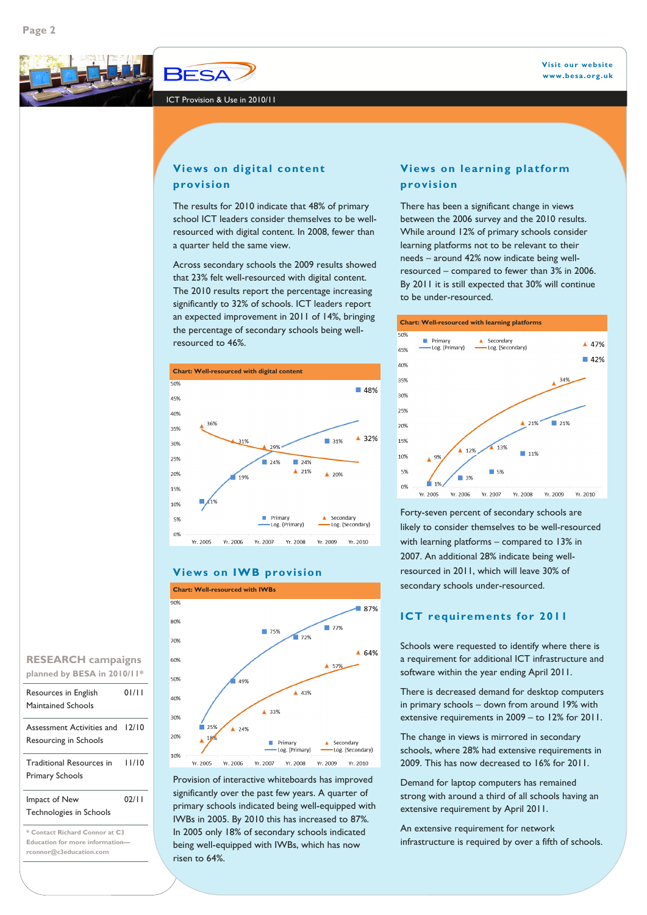ICT Provision & Use in 2010/11

Visit our website
www.besa.org.uk

## Views on digital content provision

The results for 2010 indicate that 48% of primary school ICT leaders consider themselves to be well-resourced with digital content. In 2008, fewer than a quarter held the same view.

Across secondary schools the 2009 results showed that 23% felt well-resourced with digital content. The 2010 results report the percentage increasing significantly to 32% of schools. ICT leaders report an expected improvement in 2011 of 14%, bringing the percentage of secondary schools being well-resourced to 46%.

**Chart: Well-resourced with digital content**

| | Yr. 2005 | Yr. 2006 | Yr. 2007 | Yr. 2008 | Yr. 2009 | Yr. 2010 |
|---|---|---|---|---|---|---|
| Primary | 11% | 19% | 24% | 24% | 31% | 48% |
| Secondary | 36% | 31% | 29% | 21% | 20% | 32% |

## Views on IWB provision

**Chart: Well-resourced with IWBs**

| | Yr. 2005 | Yr. 2006 | Yr. 2007 | Yr. 2008 | Yr. 2009 | Yr. 2010 |
|---|---|---|---|---|---|---|
| Primary | 25% | 49% | 75% | 72% | 77% | 87% |
| Secondary | 18% | 24% | 33% | 43% | 57% | 64% |

Provision of interactive whiteboards has improved significantly over the past few years. A quarter of primary schools indicated being well-equipped with IWBs in 2005. By 2010 this has increased to 87%. In 2005 only 18% of secondary schools indicated being well-equipped with IWBs, which has now risen to 64%.

## Views on learning platform provision

There has been a significant change in views between the 2006 survey and the 2010 results. While around 12% of primary schools consider learning platforms not to be relevant to their needs – around 42% now indicate being well-resourced – compared to fewer than 3% in 2006. By 2011 it is still expected that 30% will continue to be under-resourced.

**Chart: Well-resourced with learning platforms**

| | Yr. 2005 | Yr. 2006 | Yr. 2007 | Yr. 2008 | Yr. 2009 | Yr. 2010 |
|---|---|---|---|---|---|---|
| Primary | 1% | 3% | 5% | 11% | 21% | 42% |
| Secondary | 9% | 12% | 13% | 21% | 34% | 47% |

Forty-seven percent of secondary schools are likely to consider themselves to be well-resourced with learning platforms – compared to 13% in 2007. An additional 28% indicate being well-resourced in 2011, which will leave 30% of secondary schools under-resourced.

## ICT requirements for 2011

Schools were requested to identify where there is a requirement for additional ICT infrastructure and software within the year ending April 2011.

There is decreased demand for desktop computers in primary schools – down from around 19% with extensive requirements in 2009 – to 12% for 2011.

The change in views is mirrored in secondary schools, where 28% had extensive requirements in 2009. This has now decreased to 16% for 2011.

Demand for laptop computers has remained strong with around a third of all schools having an extensive requirement by April 2011.

An extensive requirement for network infrastructure is required by over a fifth of schools.

**RESEARCH campaigns planned by BESA in 2010/11***

| | |
|---|---|
| Resources in English Maintained Schools | 01/11 |
| Assessment Activities and Resourcing in Schools | 12/10 |
| Traditional Resources in Primary Schools | 11/10 |
| Impact of New Technologies in Schools | 02/11 |

* Contact Richard Connor at C3 Education for more information—rconnor@c3education.com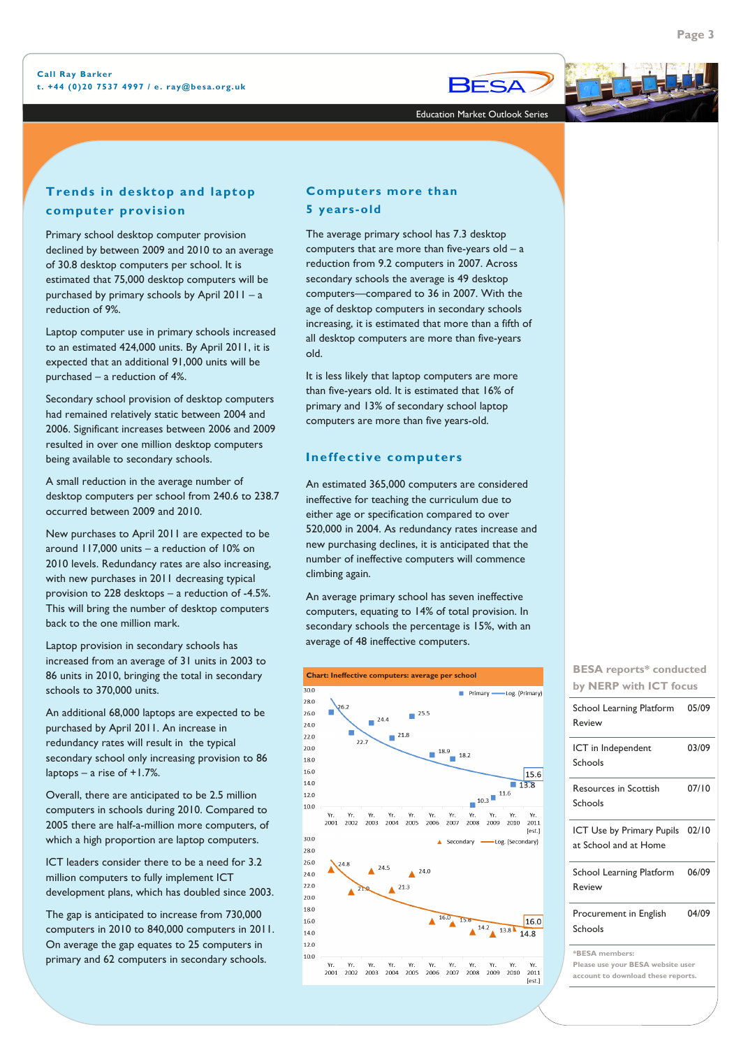Call Ray Barker
t. +44 (0)20 7537 4997 / e. ray@besa.org.uk

Education Market Outlook Series

## Trends in desktop and laptop computer provision

Primary school desktop computer provision declined by between 2009 and 2010 to an average of 30.8 desktop computers per school. It is estimated that 75,000 desktop computers will be purchased by primary schools by April 2011 – a reduction of 9%.

Laptop computer use in primary schools increased to an estimated 424,000 units. By April 2011, it is expected that an additional 91,000 units will be purchased – a reduction of 4%.

Secondary school provision of desktop computers had remained relatively static between 2004 and 2006. Significant increases between 2006 and 2009 resulted in over one million desktop computers being available to secondary schools.

A small reduction in the average number of desktop computers per school from 240.6 to 238.7 occurred between 2009 and 2010.

New purchases to April 2011 are expected to be around 117,000 units – a reduction of 10% on 2010 levels. Redundancy rates are also increasing, with new purchases in 2011 decreasing typical provision to 228 desktops – a reduction of -4.5%. This will bring the number of desktop computers back to the one million mark.

Laptop provision in secondary schools has increased from an average of 31 units in 2003 to 86 units in 2010, bringing the total in secondary schools to 370,000 units.

An additional 68,000 laptops are expected to be purchased by April 2011. An increase in redundancy rates will result in the typical secondary school only increasing provision to 86 laptops – a rise of +1.7%.

Overall, there are anticipated to be 2.5 million computers in schools during 2010. Compared to 2005 there are half-a-million more computers, of which a high proportion are laptop computers.

ICT leaders consider there to be a need for 3.2 million computers to fully implement ICT development plans, which has doubled since 2003.

The gap is anticipated to increase from 730,000 computers in 2010 to 840,000 computers in 2011. On average the gap equates to 25 computers in primary and 62 computers in secondary schools.

## Computers more than 5 years-old

The average primary school has 7.3 desktop computers that are more than five-years old – a reduction from 9.2 computers in 2007. Across secondary schools the average is 49 desktop computers—compared to 36 in 2007. With the age of desktop computers in secondary schools increasing, it is estimated that more than a fifth of all desktop computers are more than five-years old.

It is less likely that laptop computers are more than five-years old. It is estimated that 16% of primary and 13% of secondary school laptop computers are more than five years-old.

## Ineffective computers

An estimated 365,000 computers are considered ineffective for teaching the curriculum due to either age or specification compared to over 520,000 in 2004. As redundancy rates increase and new purchasing declines, it is anticipated that the number of ineffective computers will commence climbing again.

An average primary school has seven ineffective computers, equating to 14% of total provision. In secondary schools the percentage is 15%, with an average of 48 ineffective computers.

**Chart: Ineffective computers: average per school**

| Year | Primary | Secondary |
|---|---|---|
| Yr. 2001 | 26.2 | 24.8 |
| Yr. 2002 | 22.7 | 21.0 |
| Yr. 2003 | 24.4 | 24.5 |
| Yr. 2004 | 21.8 | 21.3 |
| Yr. 2005 | 25.5 | 24.0 |
| Yr. 2006 | 18.9 | 16.0 |
| Yr. 2007 | 18.2 | 15.6 |
| Yr. 2008 | 10.3 | 14.2 |
| Yr. 2009 | 11.6 | 13.8 |
| Yr. 2010 | 13.8 | 14.8 |
| Yr. 2011 [est.] | 15.6 | 16.0 |

(Lines: Log. (Primary); Log. (Secondary))

### BESA reports* conducted by NERP with ICT focus

| Report | Date |
|---|---|
| School Learning Platform Review | 05/09 |
| ICT in Independent Schools | 03/09 |
| Resources in Scottish Schools | 07/10 |
| ICT Use by Primary Pupils at School and at Home | 02/10 |
| School Learning Platform Review | 06/09 |
| Procurement in English Schools | 04/09 |

*BESA members:
Please use your BESA website user account to download these reports.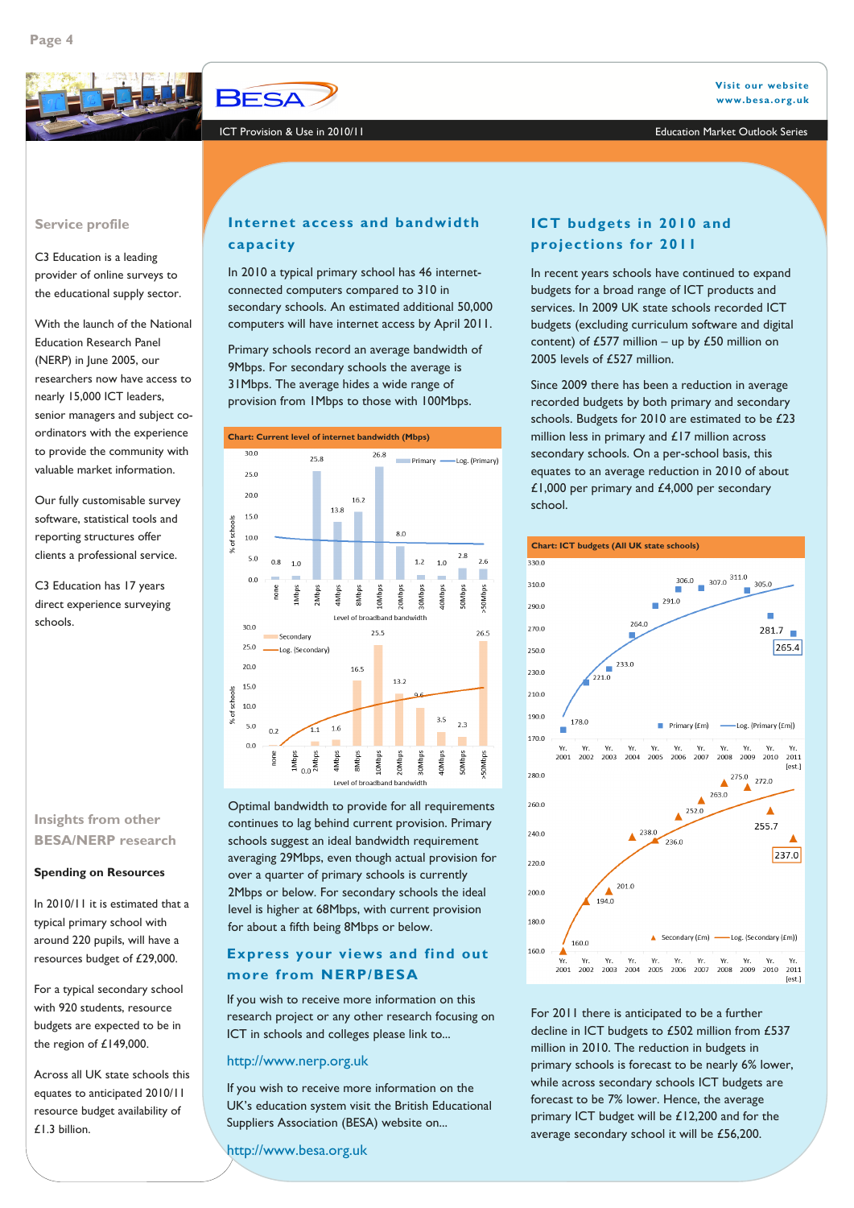## Service profile

C3 Education is a leading provider of online surveys to the educational supply sector.

With the launch of the National Education Research Panel (NERP) in June 2005, our researchers now have access to nearly 15,000 ICT leaders, senior managers and subject co-ordinators with the experience to provide the community with valuable market information.

Our fully customisable survey software, statistical tools and reporting structures offer clients a professional service.

C3 Education has 17 years direct experience surveying schools.

## Insights from other BESA/NERP research

**Spending on Resources**

In 2010/11 it is estimated that a typical primary school with around 220 pupils, will have a resources budget of £29,000.

For a typical secondary school with 920 students, resource budgets are expected to be in the region of £149,000.

Across all UK state schools this equates to anticipated 2010/11 resource budget availability of £1.3 billion.

## Internet access and bandwidth capacity

In 2010 a typical primary school has 46 internet-connected computers compared to 310 in secondary schools. An estimated additional 50,000 computers will have internet access by April 2011.

Primary schools record an average bandwidth of 9Mbps. For secondary schools the average is 31Mbps. The average hides a wide range of provision from 1Mbps to those with 100Mbps.

**Chart: Current level of internet bandwidth (Mbps)**

Primary — Log. (Primary)

% of schools

0.8, 1.0, 25.8, 13.8, 16.2, 26.8, 8.0, 1.2, 1.0, 2.8, 2.6

none, 1Mbps, 2Mbps, 4Mbps, 8Mbps, 10Mbps, 20Mbps, 30Mbps, 40Mbps, 50Mbps, >50Mbps

Level of broadband bandwidth

Secondary — Log. (Secondary)

% of schools

0.2, 0.0, 1.1, 1.6, 16.5, 25.5, 13.2, 9.6, 3.5, 2.3, 26.5

none, 1Mbps, 2Mbps, 4Mbps, 8Mbps, 10Mbps, 20Mbps, 30Mbps, 40Mbps, 50Mbps, >50Mbps

Level of broadband bandwidth

Optimal bandwidth to provide for all requirements continues to lag behind current provision. Primary schools suggest an ideal bandwidth requirement averaging 29Mbps, even though actual provision for over a quarter of primary schools is currently 2Mbps or below. For secondary schools the ideal level is higher at 68Mbps, with current provision for about a fifth being 8Mbps or below.

## Express your views and find out more from NERP/BESA

If you wish to receive more information on this research project or any other research focusing on ICT in schools and colleges please link to...

http://www.nerp.org.uk

If you wish to receive more information on the UK's education system visit the British Educational Suppliers Association (BESA) website on...

http://www.besa.org.uk

## ICT budgets in 2010 and projections for 2011

In recent years schools have continued to expand budgets for a broad range of ICT products and services. In 2009 UK state schools recorded ICT budgets (excluding curriculum software and digital content) of £577 million – up by £50 million on 2005 levels of £527 million.

Since 2009 there has been a reduction in average recorded budgets by both primary and secondary schools. Budgets for 2010 are estimated to be £23 million less in primary and £17 million less across secondary schools. On a per-school basis, this equates to an average reduction in 2010 of about £1,000 per primary and £4,000 per secondary school.

**Chart: ICT budgets (All UK state schools)**

Primary (£m) — Log. (Primary (£m))

178.0, 221.0, 233.0, 264.0, 291.0, 306.0, 307.0, 311.0, 305.0, 281.7, 265.4

Secondary (£m) — Log. (Secondary (£m))

160.0, 194.0, 201.0, 238.0, 236.0, 252.0, 263.0, 275.0, 272.0, 255.7, 237.0

Yr. 2001, Yr. 2002, Yr. 2003, Yr. 2004, Yr. 2005, Yr. 2006, Yr. 2007, Yr. 2008, Yr. 2009, Yr. 2010, Yr. 2011 [est.]

For 2011 there is anticipated to be a further decline in ICT budgets to £502 million from £537 million in 2010. The reduction in budgets in primary schools is forecast to be nearly 6% lower, while across secondary schools ICT budgets are forecast to be 7% lower. Hence, the average primary ICT budget will be £12,200 and for the average secondary school it will be £56,200.